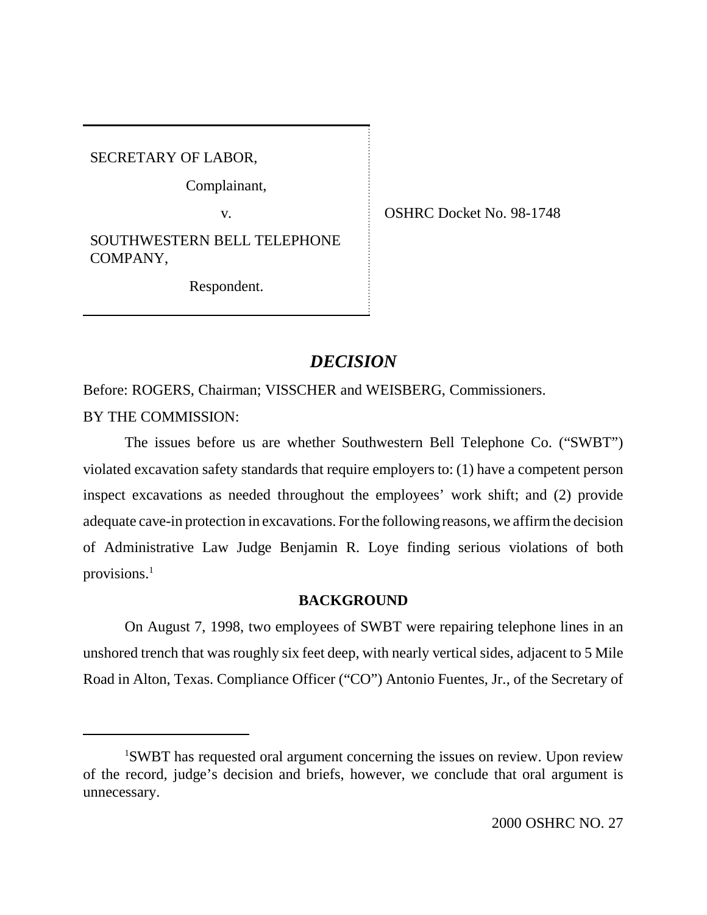SECRETARY OF LABOR,

Complainant,

v.

SOUTHWESTERN BELL TELEPHONE COMPANY,

Respondent.

OSHRC Docket No. 98-1748

# *DECISION*

Before: ROGERS, Chairman; VISSCHER and WEISBERG, Commissioners.

BY THE COMMISSION:

The issues before us are whether Southwestern Bell Telephone Co. ("SWBT") violated excavation safety standards that require employers to: (1) have a competent person inspect excavations as needed throughout the employees' work shift; and (2) provide adequate cave-in protection in excavations. For the following reasons, we affirm the decision of Administrative Law Judge Benjamin R. Loye finding serious violations of both provisions.[1]

## BACKGROUND

On August 7, 1998, two employees of SWBT were repairing telephone lines in an unshored trench that was roughly six feet deep, with nearly vertical sides, adjacent to 5 Mile Road in Alton, Texas. Compliance Officer ("CO") Antonio Fuentes, Jr., of the Secretary of

[1] SWBT has requested oral argument concerning the issues on review. Upon review of the record, judge's decision and briefs, however, we conclude that oral argument is unnecessary.

2000 OSHRC NO. 27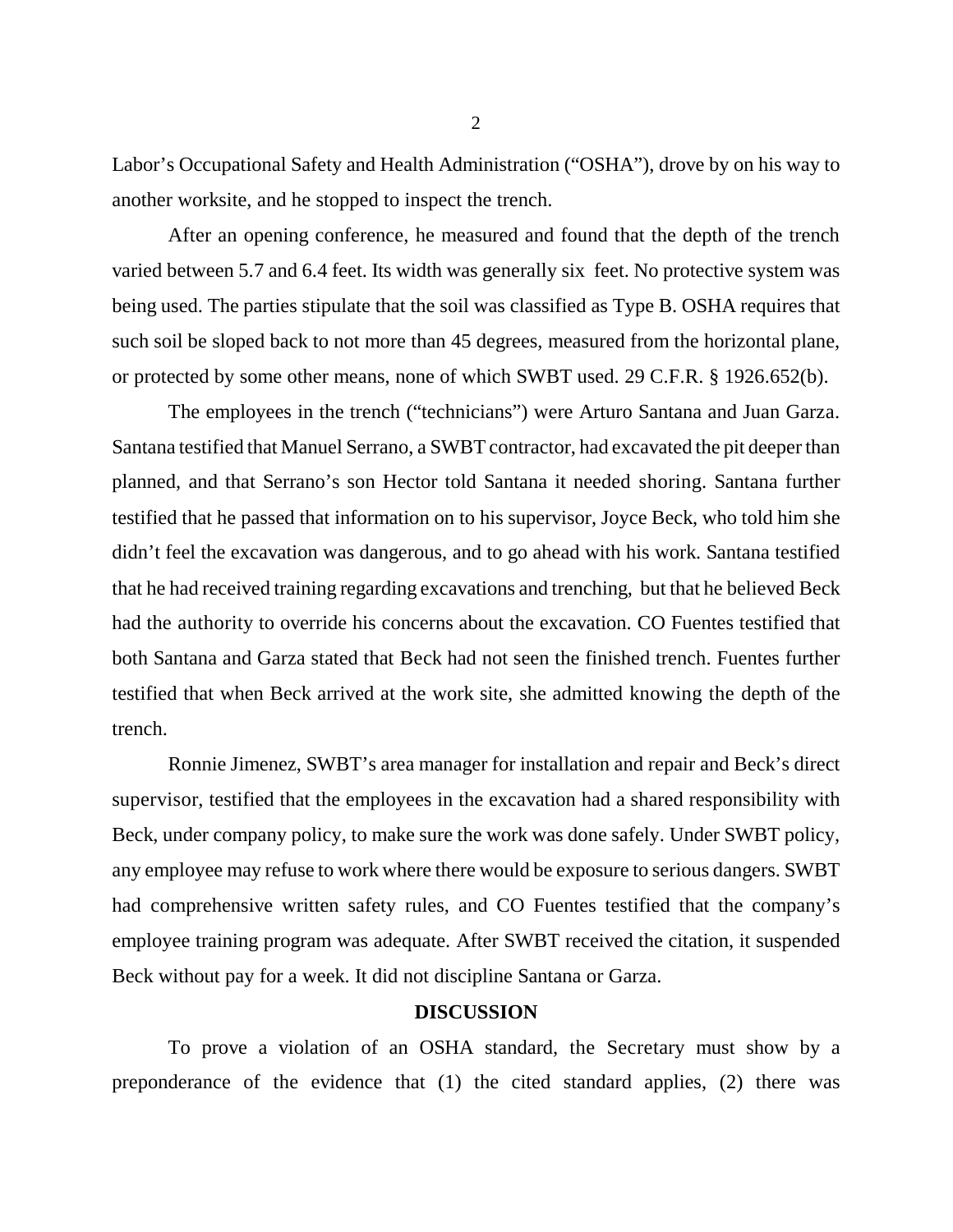Labor's Occupational Safety and Health Administration ("OSHA"), drove by on his way to another worksite, and he stopped to inspect the trench.

After an opening conference, he measured and found that the depth of the trench varied between 5.7 and 6.4 feet. Its width was generally six feet. No protective system was being used. The parties stipulate that the soil was classified as Type B. OSHA requires that such soil be sloped back to not more than 45 degrees, measured from the horizontal plane, or protected by some other means, none of which SWBT used. 29 C.F.R. § 1926.652(b).

The employees in the trench ("technicians") were Arturo Santana and Juan Garza. Santana testified that Manuel Serrano, a SWBT contractor, had excavated the pit deeper than planned, and that Serrano's son Hector told Santana it needed shoring. Santana further testified that he passed that information on to his supervisor, Joyce Beck, who told him she didn't feel the excavation was dangerous, and to go ahead with his work. Santana testified that he had received training regarding excavations and trenching, but that he believed Beck had the authority to override his concerns about the excavation. CO Fuentes testified that both Santana and Garza stated that Beck had not seen the finished trench. Fuentes further testified that when Beck arrived at the work site, she admitted knowing the depth of the trench.

Ronnie Jimenez, SWBT's area manager for installation and repair and Beck's direct supervisor, testified that the employees in the excavation had a shared responsibility with Beck, under company policy, to make sure the work was done safely. Under SWBT policy, any employee may refuse to work where there would be exposure to serious dangers. SWBT had comprehensive written safety rules, and CO Fuentes testified that the company's employee training program was adequate. After SWBT received the citation, it suspended Beck without pay for a week. It did not discipline Santana or Garza.

## DISCUSSION

To prove a violation of an OSHA standard, the Secretary must show by a preponderance of the evidence that (1) the cited standard applies, (2) there was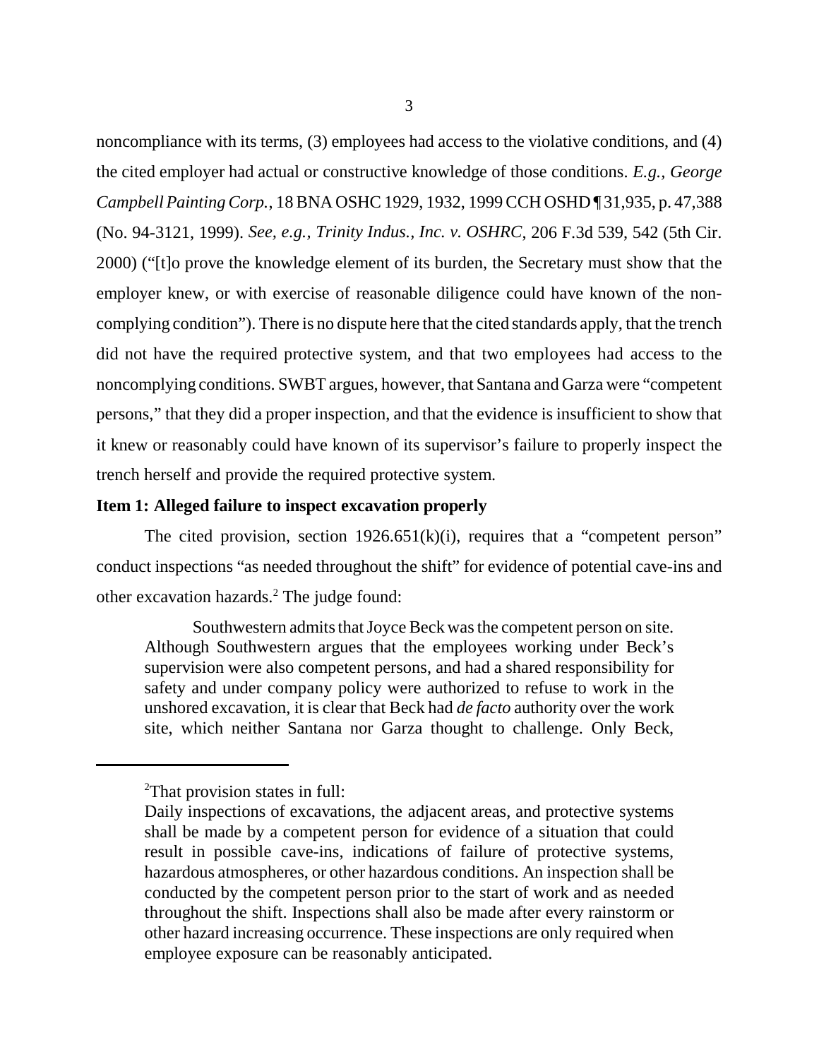noncompliance with its terms, (3) employees had access to the violative conditions, and (4) the cited employer had actual or constructive knowledge of those conditions. *E.g., George Campbell Painting Corp.*, 18 BNA OSHC 1929, 1932, 1999 CCH OSHD ¶ 31,935, p. 47,388 (No. 94-3121, 1999). *See, e.g., Trinity Indus., Inc. v. OSHRC*, 206 F.3d 539, 542 (5th Cir. 2000) ("[t]o prove the knowledge element of its burden, the Secretary must show that the employer knew, or with exercise of reasonable diligence could have known of the non-complying condition"). There is no dispute here that the cited standards apply, that the trench did not have the required protective system, and that two employees had access to the noncomplying conditions. SWBT argues, however, that Santana and Garza were "competent persons," that they did a proper inspection, and that the evidence is insufficient to show that it knew or reasonably could have known of its supervisor's failure to properly inspect the trench herself and provide the required protective system.

**Item 1: Alleged failure to inspect excavation properly**

The cited provision, section 1926.651(k)(i), requires that a "competent person" conduct inspections "as needed throughout the shift" for evidence of potential cave-ins and other excavation hazards.[2] The judge found:

> Southwestern admits that Joyce Beck was the competent person on site. Although Southwestern argues that the employees working under Beck's supervision were also competent persons, and had a shared responsibility for safety and under company policy were authorized to refuse to work in the unshored excavation, it is clear that Beck had *de facto* authority over the work site, which neither Santana nor Garza thought to challenge. Only Beck,

---

[2]That provision states in full:

> Daily inspections of excavations, the adjacent areas, and protective systems shall be made by a competent person for evidence of a situation that could result in possible cave-ins, indications of failure of protective systems, hazardous atmospheres, or other hazardous conditions. An inspection shall be conducted by the competent person prior to the start of work and as needed throughout the shift. Inspections shall also be made after every rainstorm or other hazard increasing occurrence. These inspections are only required when employee exposure can be reasonably anticipated.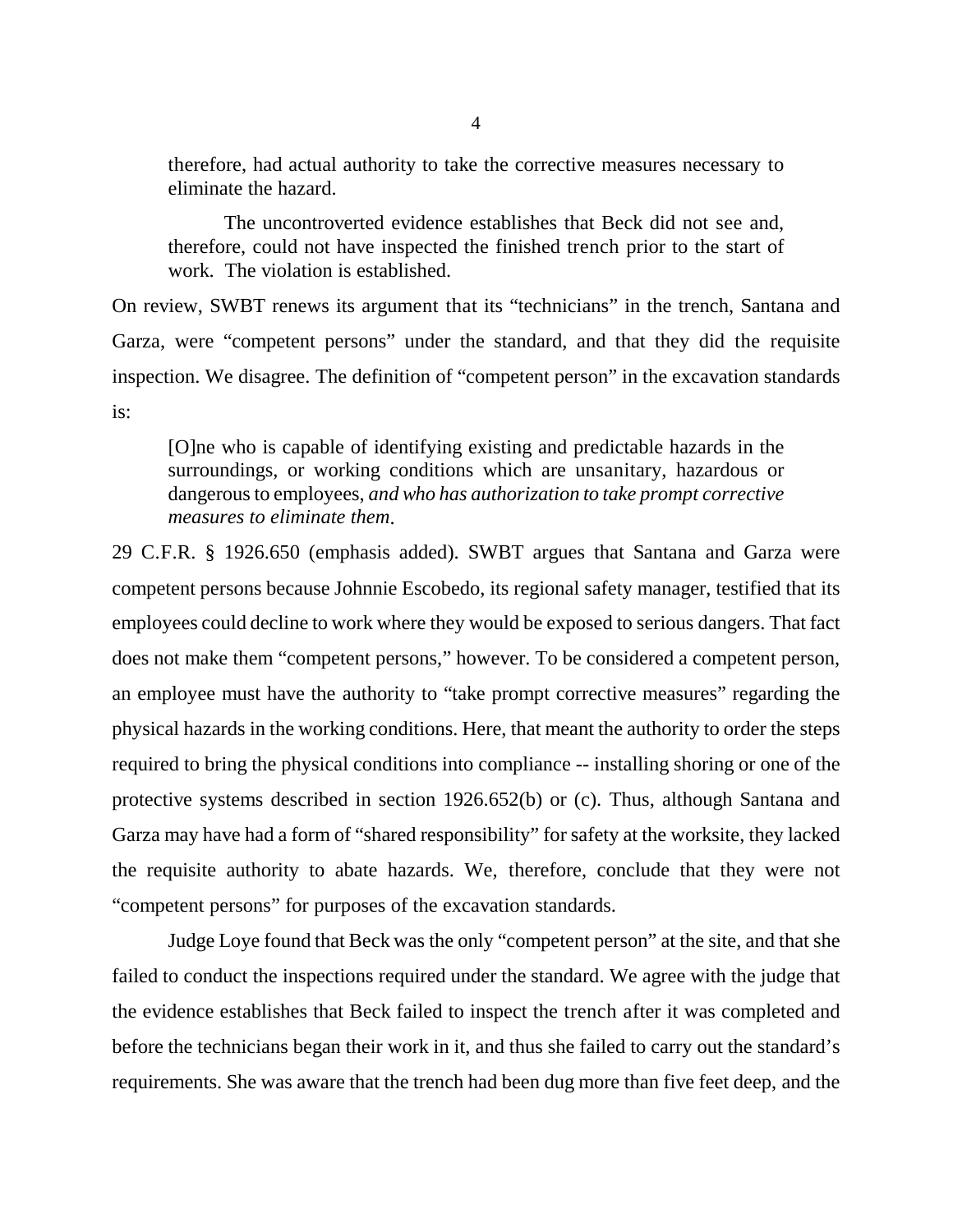therefore, had actual authority to take the corrective measures necessary to eliminate the hazard.

> The uncontroverted evidence establishes that Beck did not see and, therefore, could not have inspected the finished trench prior to the start of work. The violation is established.

On review, SWBT renews its argument that its "technicians" in the trench, Santana and Garza, were "competent persons" under the standard, and that they did the requisite inspection. We disagree. The definition of "competent person" in the excavation standards is:

> [O]ne who is capable of identifying existing and predictable hazards in the surroundings, or working conditions which are unsanitary, hazardous or dangerous to employees, *and who has authorization to take prompt corrective measures to eliminate them*.

29 C.F.R. § 1926.650 (emphasis added). SWBT argues that Santana and Garza were competent persons because Johnnie Escobedo, its regional safety manager, testified that its employees could decline to work where they would be exposed to serious dangers. That fact does not make them "competent persons," however. To be considered a competent person, an employee must have the authority to "take prompt corrective measures" regarding the physical hazards in the working conditions. Here, that meant the authority to order the steps required to bring the physical conditions into compliance -- installing shoring or one of the protective systems described in section 1926.652(b) or (c). Thus, although Santana and Garza may have had a form of "shared responsibility" for safety at the worksite, they lacked the requisite authority to abate hazards. We, therefore, conclude that they were not "competent persons" for purposes of the excavation standards.

Judge Loye found that Beck was the only "competent person" at the site, and that she failed to conduct the inspections required under the standard. We agree with the judge that the evidence establishes that Beck failed to inspect the trench after it was completed and before the technicians began their work in it, and thus she failed to carry out the standard's requirements. She was aware that the trench had been dug more than five feet deep, and the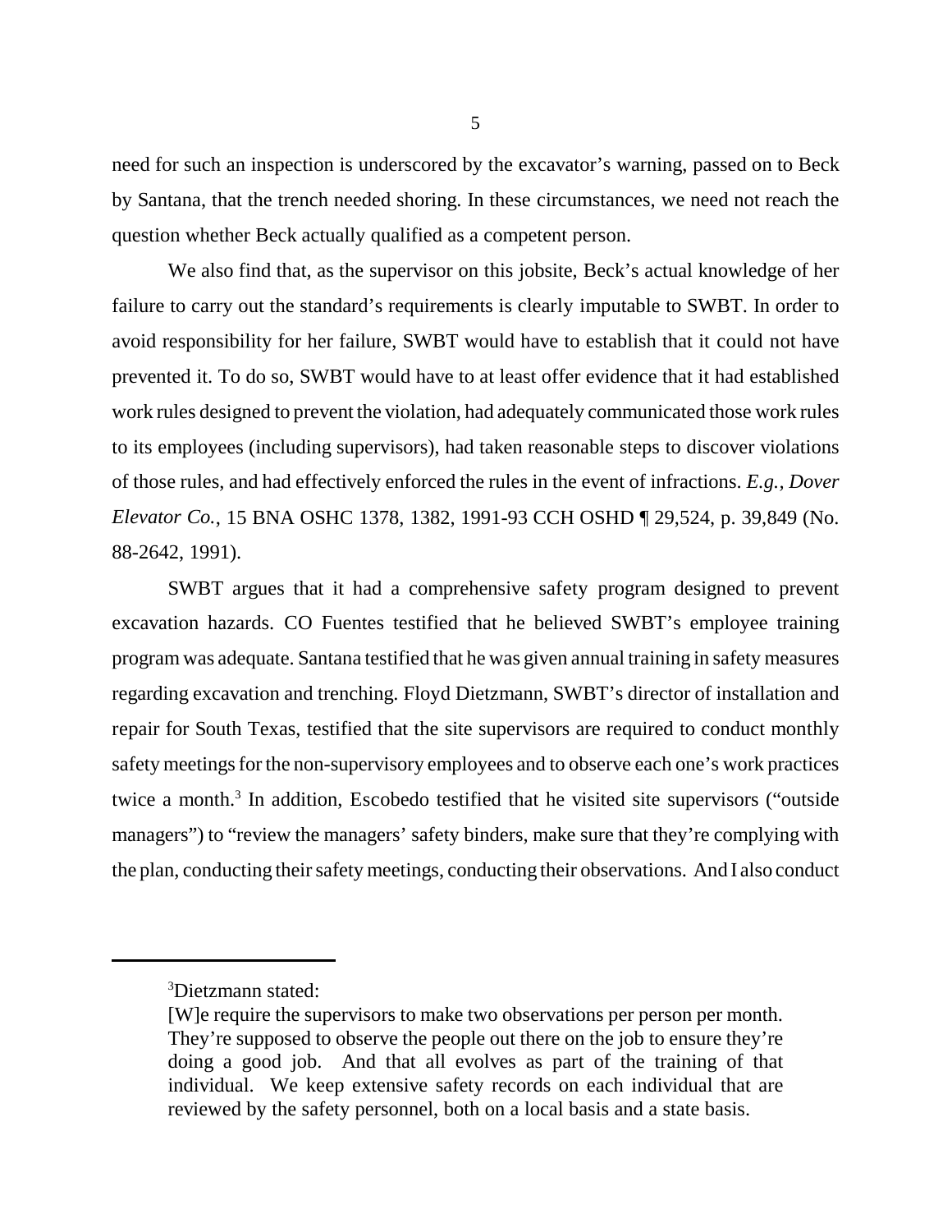need for such an inspection is underscored by the excavator's warning, passed on to Beck by Santana, that the trench needed shoring. In these circumstances, we need not reach the question whether Beck actually qualified as a competent person.

We also find that, as the supervisor on this jobsite, Beck's actual knowledge of her failure to carry out the standard's requirements is clearly imputable to SWBT. In order to avoid responsibility for her failure, SWBT would have to establish that it could not have prevented it. To do so, SWBT would have to at least offer evidence that it had established work rules designed to prevent the violation, had adequately communicated those work rules to its employees (including supervisors), had taken reasonable steps to discover violations of those rules, and had effectively enforced the rules in the event of infractions. *E.g., Dover Elevator Co.*, 15 BNA OSHC 1378, 1382, 1991-93 CCH OSHD ¶ 29,524, p. 39,849 (No. 88-2642, 1991).

SWBT argues that it had a comprehensive safety program designed to prevent excavation hazards. CO Fuentes testified that he believed SWBT's employee training program was adequate. Santana testified that he was given annual training in safety measures regarding excavation and trenching. Floyd Dietzmann, SWBT's director of installation and repair for South Texas, testified that the site supervisors are required to conduct monthly safety meetings for the non-supervisory employees and to observe each one's work practices twice a month.[3] In addition, Escobedo testified that he visited site supervisors ("outside managers") to "review the managers' safety binders, make sure that they're complying with the plan, conducting their safety meetings, conducting their observations. And I also conduct

---

[3] Dietzmann stated:

> [W]e require the supervisors to make two observations per person per month. They're supposed to observe the people out there on the job to ensure they're doing a good job. And that all evolves as part of the training of that individual. We keep extensive safety records on each individual that are reviewed by the safety personnel, both on a local basis and a state basis.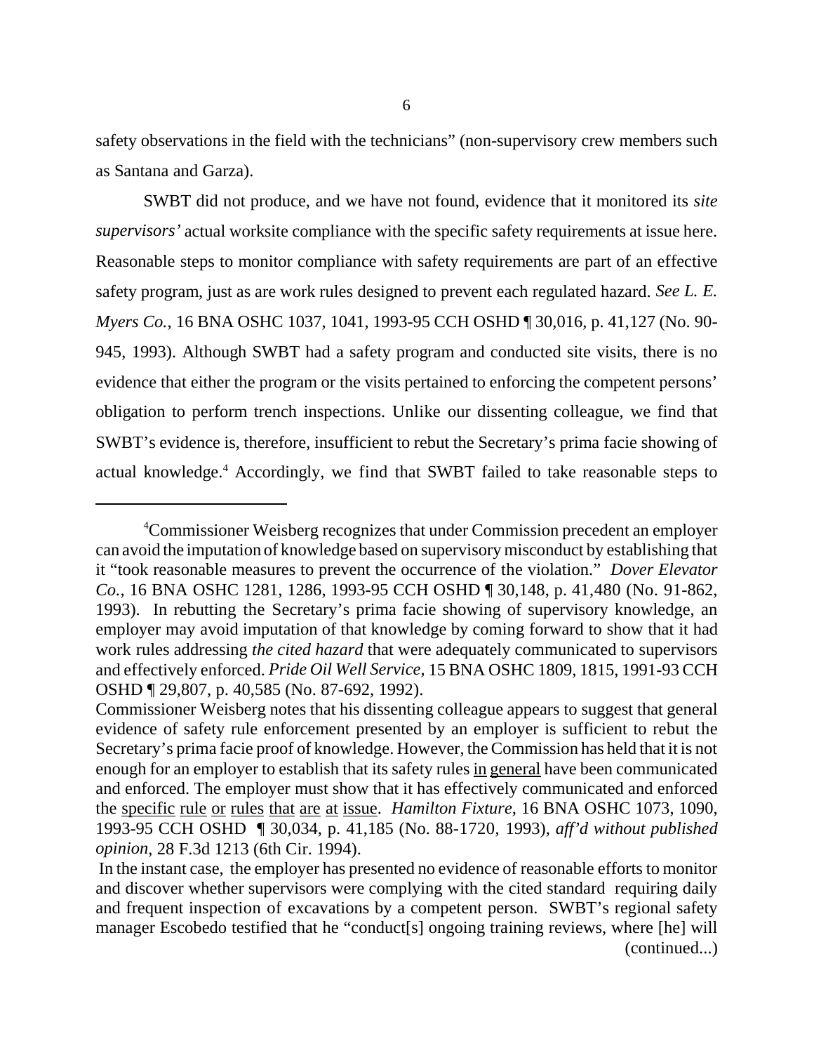safety observations in the field with the technicians" (non-supervisory crew members such as Santana and Garza).

SWBT did not produce, and we have not found, evidence that it monitored its *site supervisors'* actual worksite compliance with the specific safety requirements at issue here. Reasonable steps to monitor compliance with safety requirements are part of an effective safety program, just as are work rules designed to prevent each regulated hazard. *See L. E. Myers Co.*, 16 BNA OSHC 1037, 1041, 1993-95 CCH OSHD ¶ 30,016, p. 41,127 (No. 90-945, 1993). Although SWBT had a safety program and conducted site visits, there is no evidence that either the program or the visits pertained to enforcing the competent persons' obligation to perform trench inspections. Unlike our dissenting colleague, we find that SWBT's evidence is, therefore, insufficient to rebut the Secretary's prima facie showing of actual knowledge.[4] Accordingly, we find that SWBT failed to take reasonable steps to

---

[4]Commissioner Weisberg recognizes that under Commission precedent an employer can avoid the imputation of knowledge based on supervisory misconduct by establishing that it "took reasonable measures to prevent the occurrence of the violation." *Dover Elevator Co.*, 16 BNA OSHC 1281, 1286, 1993-95 CCH OSHD ¶ 30,148, p. 41,480 (No. 91-862, 1993). In rebutting the Secretary's prima facie showing of supervisory knowledge, an employer may avoid imputation of that knowledge by coming forward to show that it had work rules addressing *the cited hazard* that were adequately communicated to supervisors and effectively enforced. *Pride Oil Well Service*, 15 BNA OSHC 1809, 1815, 1991-93 CCH OSHD ¶ 29,807, p. 40,585 (No. 87-692, 1992).

Commissioner Weisberg notes that his dissenting colleague appears to suggest that general evidence of safety rule enforcement presented by an employer is sufficient to rebut the Secretary's prima facie proof of knowledge. However, the Commission has held that it is not enough for an employer to establish that its safety rules in general have been communicated and enforced. The employer must show that it has effectively communicated and enforced the specific rule or rules that are at issue. *Hamilton Fixture*, 16 BNA OSHC 1073, 1090, 1993-95 CCH OSHD ¶ 30,034, p. 41,185 (No. 88-1720, 1993), *aff'd without published opinion*, 28 F.3d 1213 (6th Cir. 1994).

In the instant case, the employer has presented no evidence of reasonable efforts to monitor and discover whether supervisors were complying with the cited standard requiring daily and frequent inspection of excavations by a competent person. SWBT's regional safety manager Escobedo testified that he "conduct[s] ongoing training reviews, where [he] will (continued...)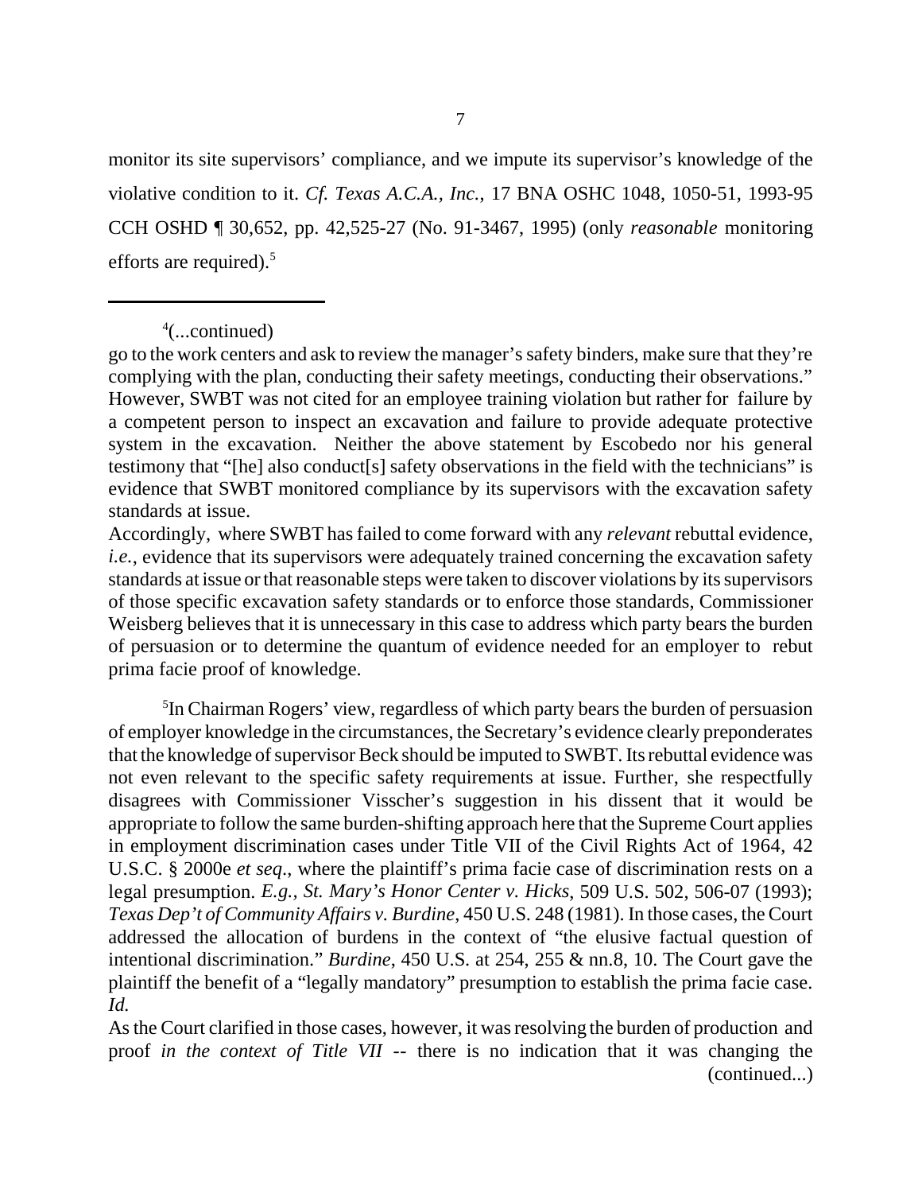monitor its site supervisors' compliance, and we impute its supervisor's knowledge of the violative condition to it. *Cf. Texas A.C.A., Inc.*, 17 BNA OSHC 1048, 1050-51, 1993-95 CCH OSHD ¶ 30,652, pp. 42,525-27 (No. 91-3467, 1995) (only *reasonable* monitoring efforts are required).[5]

---

[4](...continued)

go to the work centers and ask to review the manager's safety binders, make sure that they're complying with the plan, conducting their safety meetings, conducting their observations." However, SWBT was not cited for an employee training violation but rather for failure by a competent person to inspect an excavation and failure to provide adequate protective system in the excavation. Neither the above statement by Escobedo nor his general testimony that "[he] also conduct[s] safety observations in the field with the technicians" is evidence that SWBT monitored compliance by its supervisors with the excavation safety standards at issue.

Accordingly, where SWBT has failed to come forward with any *relevant* rebuttal evidence, *i.e.*, evidence that its supervisors were adequately trained concerning the excavation safety standards at issue or that reasonable steps were taken to discover violations by its supervisors of those specific excavation safety standards or to enforce those standards, Commissioner Weisberg believes that it is unnecessary in this case to address which party bears the burden of persuasion or to determine the quantum of evidence needed for an employer to rebut prima facie proof of knowledge.

[5]In Chairman Rogers' view, regardless of which party bears the burden of persuasion of employer knowledge in the circumstances, the Secretary's evidence clearly preponderates that the knowledge of supervisor Beck should be imputed to SWBT. Its rebuttal evidence was not even relevant to the specific safety requirements at issue. Further, she respectfully disagrees with Commissioner Visscher's suggestion in his dissent that it would be appropriate to follow the same burden-shifting approach here that the Supreme Court applies in employment discrimination cases under Title VII of the Civil Rights Act of 1964, 42 U.S.C. § 2000e *et seq*., where the plaintiff's prima facie case of discrimination rests on a legal presumption. *E.g., St. Mary's Honor Center v. Hicks*, 509 U.S. 502, 506-07 (1993); *Texas Dep't of Community Affairs v. Burdine*, 450 U.S. 248 (1981). In those cases, the Court addressed the allocation of burdens in the context of "the elusive factual question of intentional discrimination." *Burdine*, 450 U.S. at 254, 255 & nn.8, 10. The Court gave the plaintiff the benefit of a "legally mandatory" presumption to establish the prima facie case. *Id.*

As the Court clarified in those cases, however, it was resolving the burden of production and proof *in the context of Title VII* -- there is no indication that it was changing the (continued...)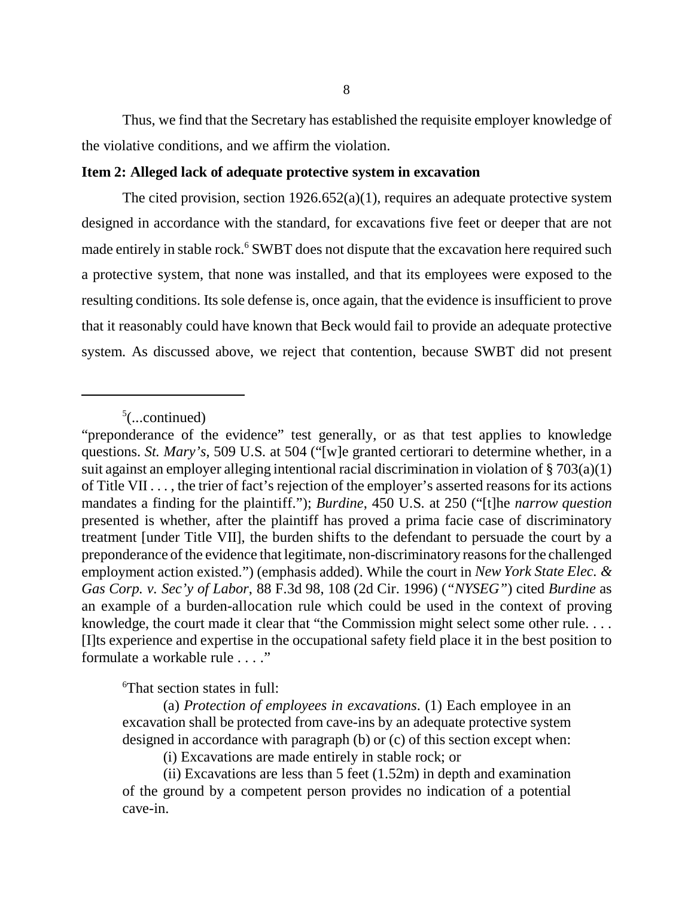Thus, we find that the Secretary has established the requisite employer knowledge of the violative conditions, and we affirm the violation.

**Item 2: Alleged lack of adequate protective system in excavation**

The cited provision, section 1926.652(a)(1), requires an adequate protective system designed in accordance with the standard, for excavations five feet or deeper that are not made entirely in stable rock.[6] SWBT does not dispute that the excavation here required such a protective system, that none was installed, and that its employees were exposed to the resulting conditions. Its sole defense is, once again, that the evidence is insufficient to prove that it reasonably could have known that Beck would fail to provide an adequate protective system. As discussed above, we reject that contention, because SWBT did not present

---

[5](...continued)

"preponderance of the evidence" test generally, or as that test applies to knowledge questions. *St. Mary's*, 509 U.S. at 504 ("[w]e granted certiorari to determine whether, in a suit against an employer alleging intentional racial discrimination in violation of § 703(a)(1) of Title VII . . . , the trier of fact's rejection of the employer's asserted reasons for its actions mandates a finding for the plaintiff."); *Burdine*, 450 U.S. at 250 ("[t]he *narrow question* presented is whether, after the plaintiff has proved a prima facie case of discriminatory treatment [under Title VII], the burden shifts to the defendant to persuade the court by a preponderance of the evidence that legitimate, non-discriminatory reasons for the challenged employment action existed.") (emphasis added). While the court in *New York State Elec. & Gas Corp. v. Sec'y of Labor*, 88 F.3d 98, 108 (2d Cir. 1996) (*"NYSEG"*) cited *Burdine* as an example of a burden-allocation rule which could be used in the context of proving knowledge, the court made it clear that "the Commission might select some other rule. . . . [I]ts experience and expertise in the occupational safety field place it in the best position to formulate a workable rule . . . ."

[6]That section states in full:

> (a) *Protection of employees in excavations*. (1) Each employee in an excavation shall be protected from cave-ins by an adequate protective system designed in accordance with paragraph (b) or (c) of this section except when:
>
> (i) Excavations are made entirely in stable rock; or
>
> (ii) Excavations are less than 5 feet (1.52m) in depth and examination of the ground by a competent person provides no indication of a potential cave-in.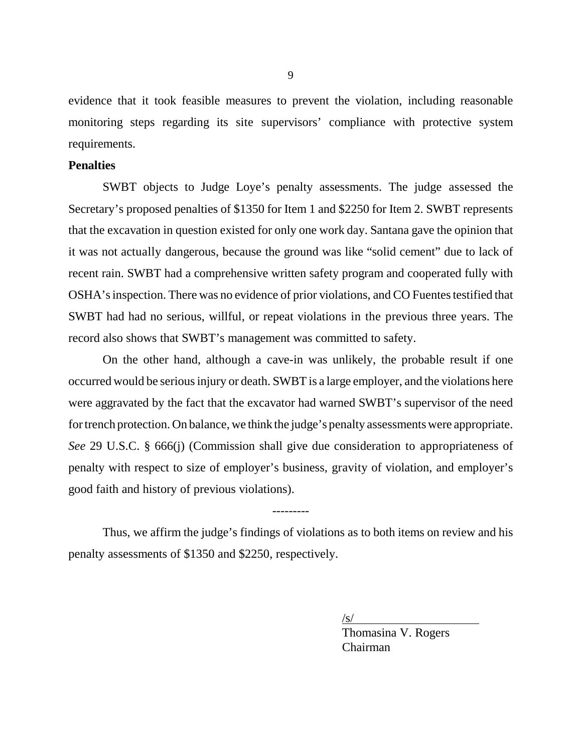evidence that it took feasible measures to prevent the violation, including reasonable monitoring steps regarding its site supervisors' compliance with protective system requirements.

**Penalties**

SWBT objects to Judge Loye's penalty assessments. The judge assessed the Secretary's proposed penalties of $1350 for Item 1 and $2250 for Item 2. SWBT represents that the excavation in question existed for only one work day. Santana gave the opinion that it was not actually dangerous, because the ground was like "solid cement" due to lack of recent rain. SWBT had a comprehensive written safety program and cooperated fully with OSHA's inspection. There was no evidence of prior violations, and CO Fuentes testified that SWBT had had no serious, willful, or repeat violations in the previous three years. The record also shows that SWBT's management was committed to safety.

On the other hand, although a cave-in was unlikely, the probable result if one occurred would be serious injury or death. SWBT is a large employer, and the violations here were aggravated by the fact that the excavator had warned SWBT's supervisor of the need for trench protection. On balance, we think the judge's penalty assessments were appropriate. *See* 29 U.S.C. § 666(j) (Commission shall give due consideration to appropriateness of penalty with respect to size of employer's business, gravity of violation, and employer's good faith and history of previous violations).

---------

Thus, we affirm the judge's findings of violations as to both items on review and his penalty assessments of $1350 and $2250, respectively.

/s/
Thomasina V. Rogers
Chairman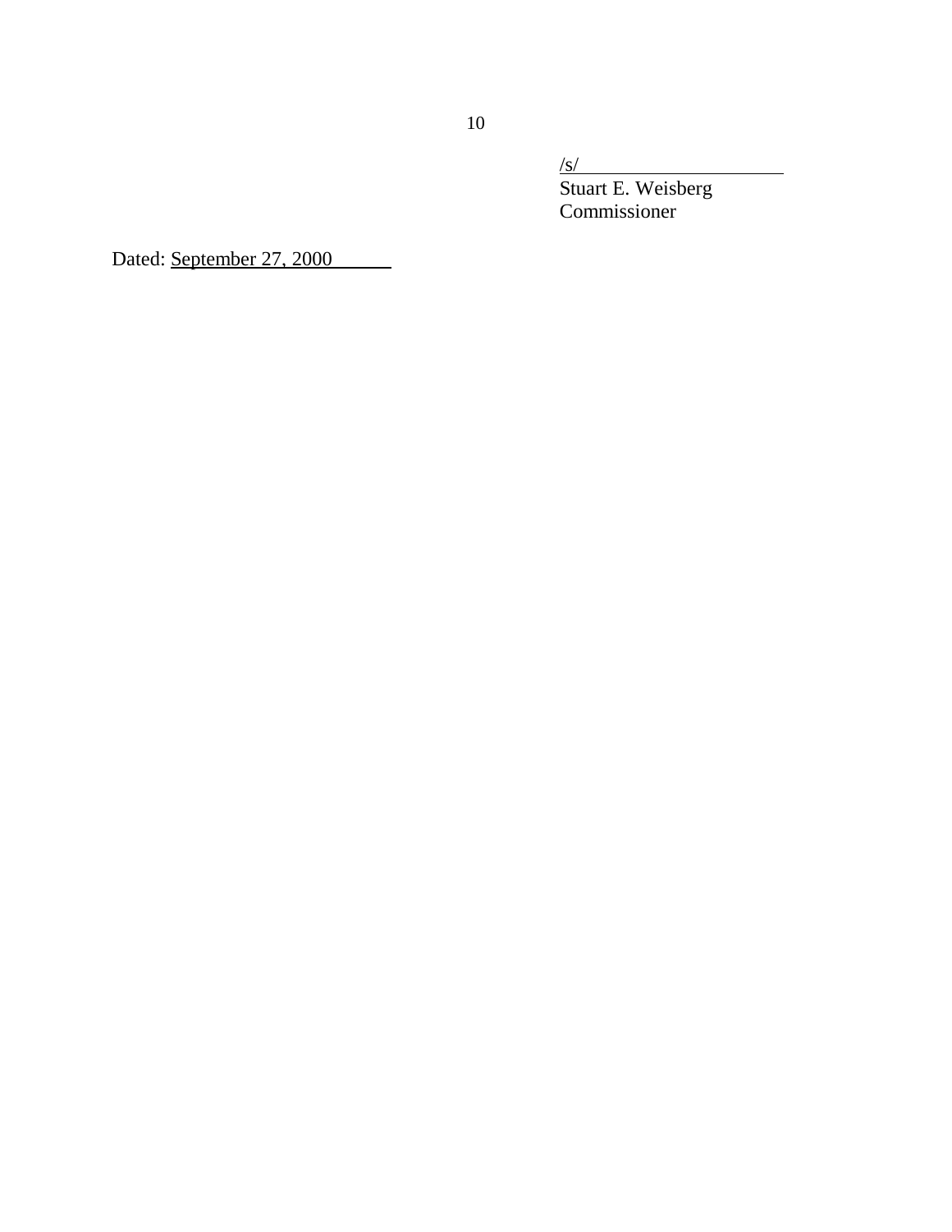/s/
Stuart E. Weisberg
Commissioner

Dated: September 27, 2000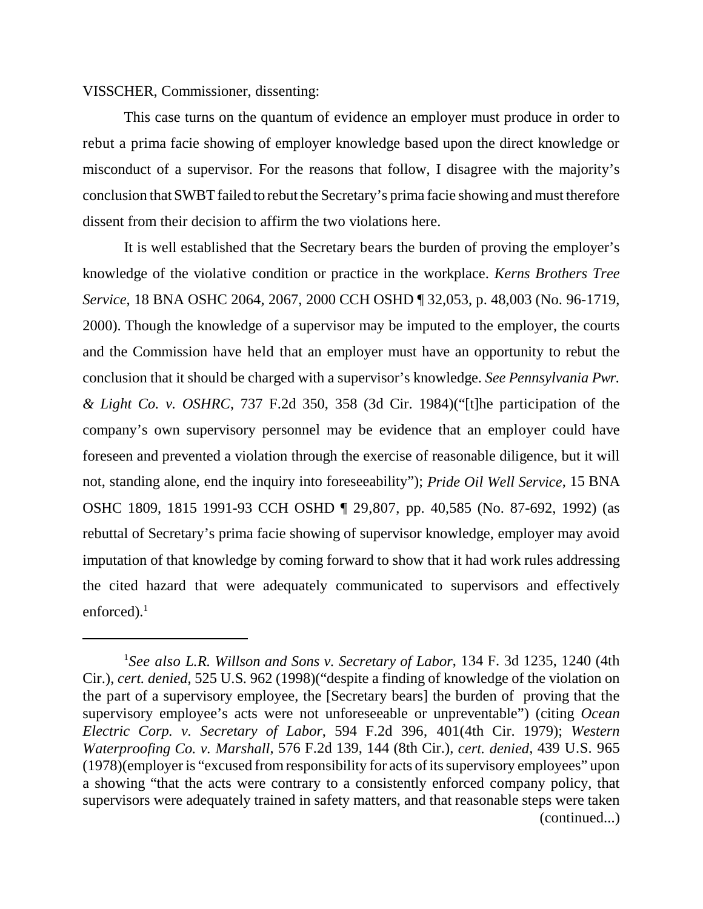VISSCHER, Commissioner, dissenting:

This case turns on the quantum of evidence an employer must produce in order to rebut a prima facie showing of employer knowledge based upon the direct knowledge or misconduct of a supervisor. For the reasons that follow, I disagree with the majority's conclusion that SWBT failed to rebut the Secretary's prima facie showing and must therefore dissent from their decision to affirm the two violations here.

It is well established that the Secretary bears the burden of proving the employer's knowledge of the violative condition or practice in the workplace. *Kerns Brothers Tree Service*, 18 BNA OSHC 2064, 2067, 2000 CCH OSHD ¶ 32,053, p. 48,003 (No. 96-1719, 2000). Though the knowledge of a supervisor may be imputed to the employer, the courts and the Commission have held that an employer must have an opportunity to rebut the conclusion that it should be charged with a supervisor's knowledge. *See Pennsylvania Pwr. & Light Co. v. OSHRC*, 737 F.2d 350, 358 (3d Cir. 1984)("[t]he participation of the company's own supervisory personnel may be evidence that an employer could have foreseen and prevented a violation through the exercise of reasonable diligence, but it will not, standing alone, end the inquiry into foreseeability"); *Pride Oil Well Service*, 15 BNA OSHC 1809, 1815 1991-93 CCH OSHD ¶ 29,807, pp. 40,585 (No. 87-692, 1992) (as rebuttal of Secretary's prima facie showing of supervisor knowledge, employer may avoid imputation of that knowledge by coming forward to show that it had work rules addressing the cited hazard that were adequately communicated to supervisors and effectively enforced).[1]

---

[1]*See also L.R. Willson and Sons v. Secretary of Labor*, 134 F. 3d 1235, 1240 (4th Cir.), *cert. denied*, 525 U.S. 962 (1998)("despite a finding of knowledge of the violation on the part of a supervisory employee, the [Secretary bears] the burden of proving that the supervisory employee's acts were not unforeseeable or unpreventable") (citing *Ocean Electric Corp. v. Secretary of Labor*, 594 F.2d 396, 401(4th Cir. 1979); *Western Waterproofing Co. v. Marshall*, 576 F.2d 139, 144 (8th Cir.), *cert. denied*, 439 U.S. 965 (1978)(employer is "excused from responsibility for acts of its supervisory employees" upon a showing "that the acts were contrary to a consistently enforced company policy, that supervisors were adequately trained in safety matters, and that reasonable steps were taken (continued...)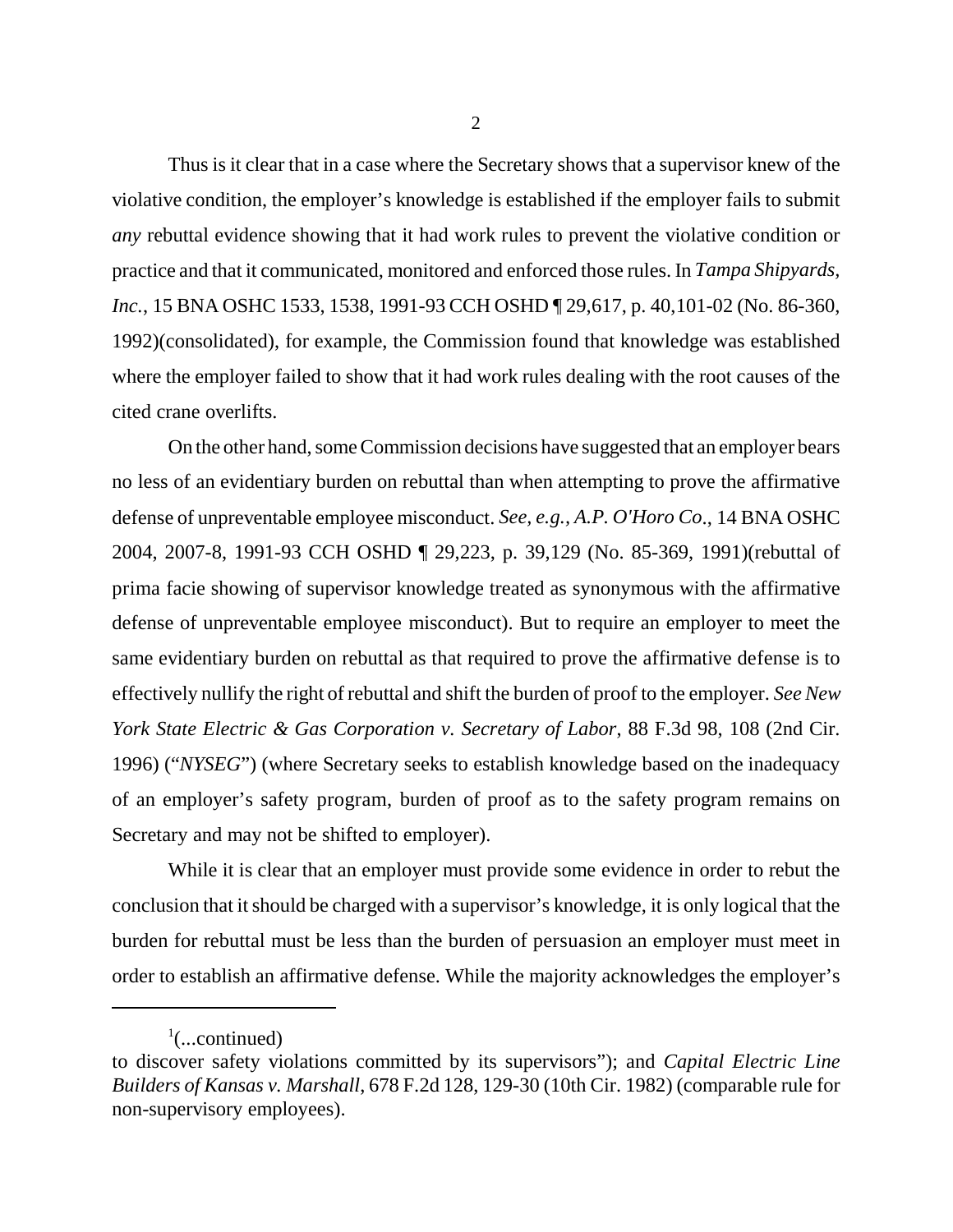Thus is it clear that in a case where the Secretary shows that a supervisor knew of the violative condition, the employer's knowledge is established if the employer fails to submit *any* rebuttal evidence showing that it had work rules to prevent the violative condition or practice and that it communicated, monitored and enforced those rules. In *Tampa Shipyards, Inc.*, 15 BNA OSHC 1533, 1538, 1991-93 CCH OSHD ¶ 29,617, p. 40,101-02 (No. 86-360, 1992)(consolidated), for example, the Commission found that knowledge was established where the employer failed to show that it had work rules dealing with the root causes of the cited crane overlifts.

On the other hand, some Commission decisions have suggested that an employer bears no less of an evidentiary burden on rebuttal than when attempting to prove the affirmative defense of unpreventable employee misconduct. *See, e.g., A.P. O'Horo Co.*, 14 BNA OSHC 2004, 2007-8, 1991-93 CCH OSHD ¶ 29,223, p. 39,129 (No. 85-369, 1991)(rebuttal of prima facie showing of supervisor knowledge treated as synonymous with the affirmative defense of unpreventable employee misconduct). But to require an employer to meet the same evidentiary burden on rebuttal as that required to prove the affirmative defense is to effectively nullify the right of rebuttal and shift the burden of proof to the employer. *See New York State Electric & Gas Corporation v. Secretary of Labor*, 88 F.3d 98, 108 (2nd Cir. 1996) ("*NYSEG*") (where Secretary seeks to establish knowledge based on the inadequacy of an employer's safety program, burden of proof as to the safety program remains on Secretary and may not be shifted to employer).

While it is clear that an employer must provide some evidence in order to rebut the conclusion that it should be charged with a supervisor's knowledge, it is only logical that the burden for rebuttal must be less than the burden of persuasion an employer must meet in order to establish an affirmative defense. While the majority acknowledges the employer's

---

[1](...continued)
to discover safety violations committed by its supervisors"); and *Capital Electric Line Builders of Kansas v. Marshall*, 678 F.2d 128, 129-30 (10th Cir. 1982) (comparable rule for non-supervisory employees).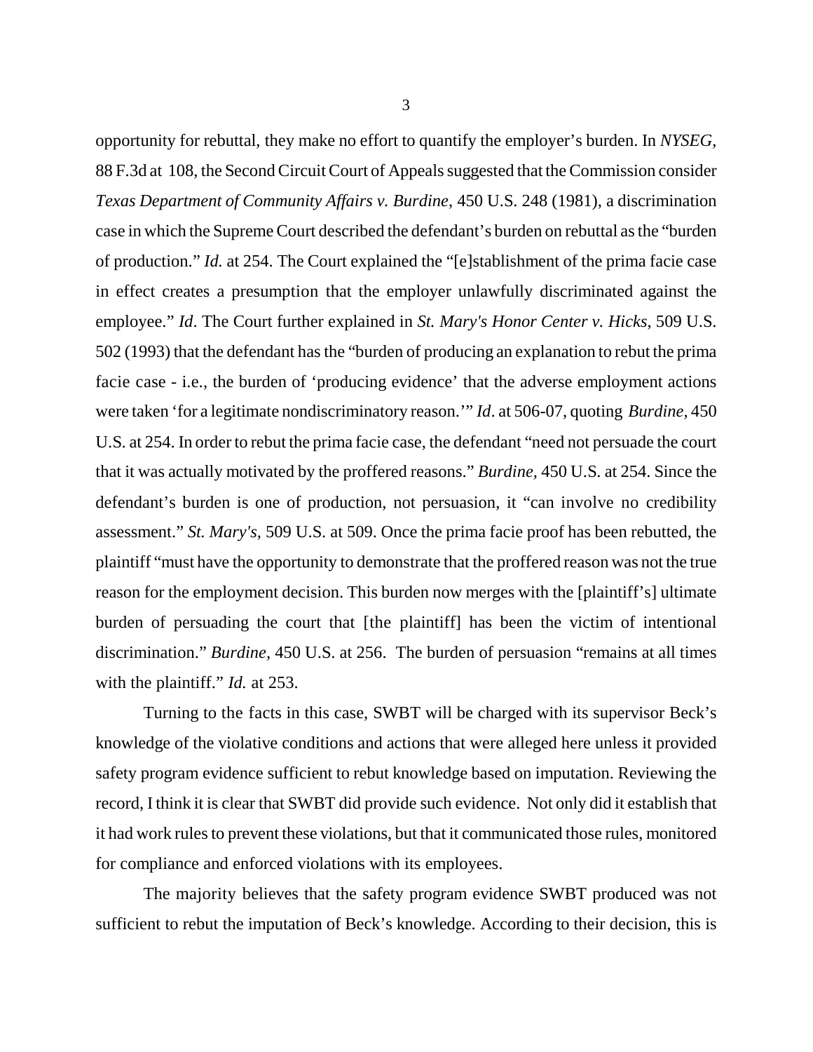opportunity for rebuttal, they make no effort to quantify the employer's burden. In *NYSEG*, 88 F.3d at 108, the Second Circuit Court of Appeals suggested that the Commission consider *Texas Department of Community Affairs v. Burdine*, 450 U.S. 248 (1981), a discrimination case in which the Supreme Court described the defendant's burden on rebuttal as the "burden of production." *Id.* at 254. The Court explained the "[e]stablishment of the prima facie case in effect creates a presumption that the employer unlawfully discriminated against the employee." *Id*. The Court further explained in *St. Mary's Honor Center v. Hicks*, 509 U.S. 502 (1993) that the defendant has the "burden of producing an explanation to rebut the prima facie case - i.e., the burden of 'producing evidence' that the adverse employment actions were taken 'for a legitimate nondiscriminatory reason.'" *Id*. at 506-07, quoting *Burdine,* 450 U.S. at 254. In order to rebut the prima facie case, the defendant "need not persuade the court that it was actually motivated by the proffered reasons." *Burdine,* 450 U.S. at 254. Since the defendant's burden is one of production, not persuasion, it "can involve no credibility assessment." *St. Mary's*, 509 U.S. at 509. Once the prima facie proof has been rebutted, the plaintiff "must have the opportunity to demonstrate that the proffered reason was not the true reason for the employment decision. This burden now merges with the [plaintiff's] ultimate burden of persuading the court that [the plaintiff] has been the victim of intentional discrimination." *Burdine,* 450 U.S. at 256. The burden of persuasion "remains at all times with the plaintiff." *Id.* at 253.

Turning to the facts in this case, SWBT will be charged with its supervisor Beck's knowledge of the violative conditions and actions that were alleged here unless it provided safety program evidence sufficient to rebut knowledge based on imputation. Reviewing the record, I think it is clear that SWBT did provide such evidence. Not only did it establish that it had work rules to prevent these violations, but that it communicated those rules, monitored for compliance and enforced violations with its employees.

The majority believes that the safety program evidence SWBT produced was not sufficient to rebut the imputation of Beck's knowledge. According to their decision, this is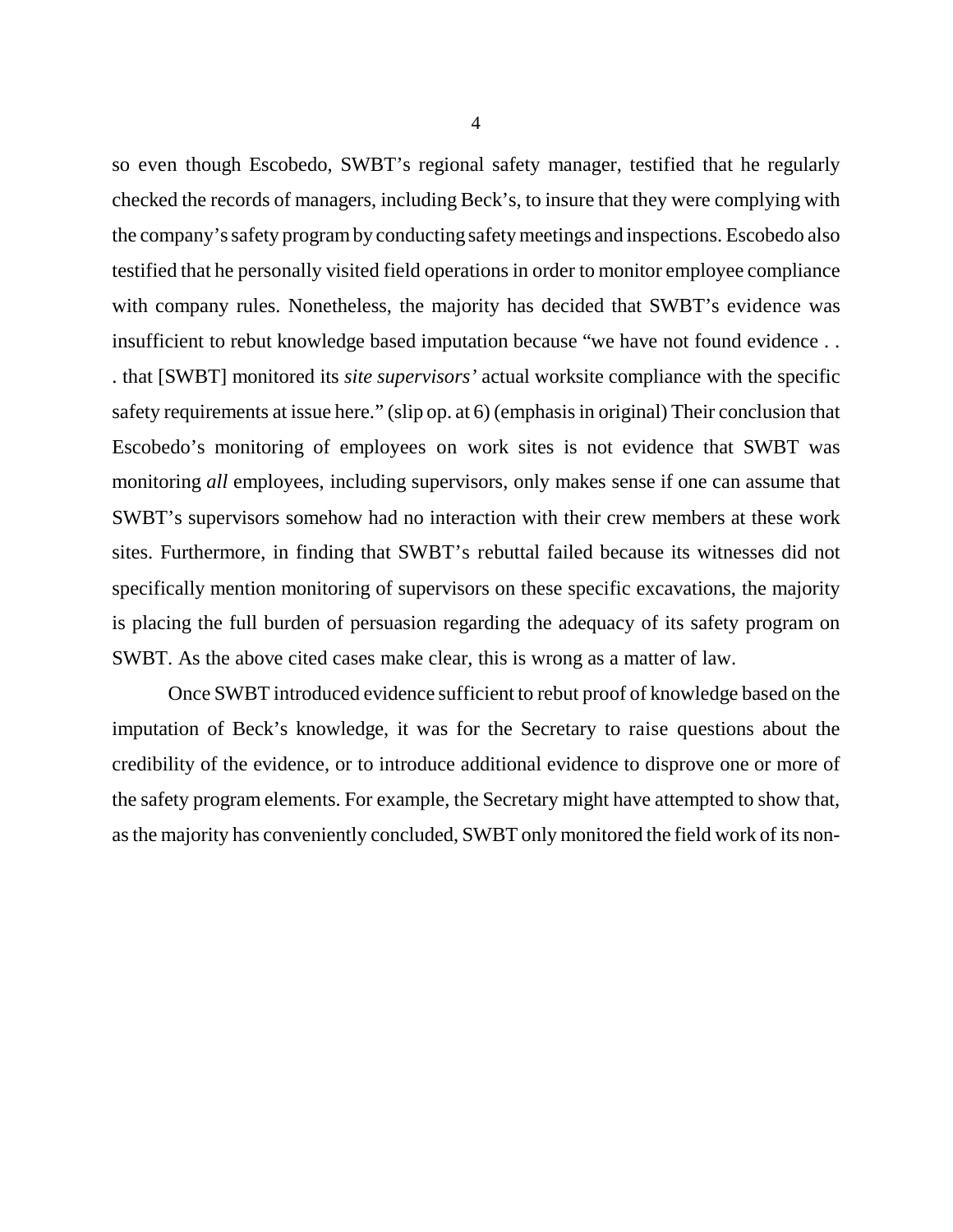so even though Escobedo, SWBT's regional safety manager, testified that he regularly checked the records of managers, including Beck's, to insure that they were complying with the company's safety program by conducting safety meetings and inspections. Escobedo also testified that he personally visited field operations in order to monitor employee compliance with company rules. Nonetheless, the majority has decided that SWBT's evidence was insufficient to rebut knowledge based imputation because "we have not found evidence . . . that [SWBT] monitored its *site supervisors'* actual worksite compliance with the specific safety requirements at issue here." (slip op. at 6) (emphasis in original) Their conclusion that Escobedo's monitoring of employees on work sites is not evidence that SWBT was monitoring *all* employees, including supervisors, only makes sense if one can assume that SWBT's supervisors somehow had no interaction with their crew members at these work sites. Furthermore, in finding that SWBT's rebuttal failed because its witnesses did not specifically mention monitoring of supervisors on these specific excavations, the majority is placing the full burden of persuasion regarding the adequacy of its safety program on SWBT. As the above cited cases make clear, this is wrong as a matter of law.

Once SWBT introduced evidence sufficient to rebut proof of knowledge based on the imputation of Beck's knowledge, it was for the Secretary to raise questions about the credibility of the evidence, or to introduce additional evidence to disprove one or more of the safety program elements. For example, the Secretary might have attempted to show that, as the majority has conveniently concluded, SWBT only monitored the field work of its non-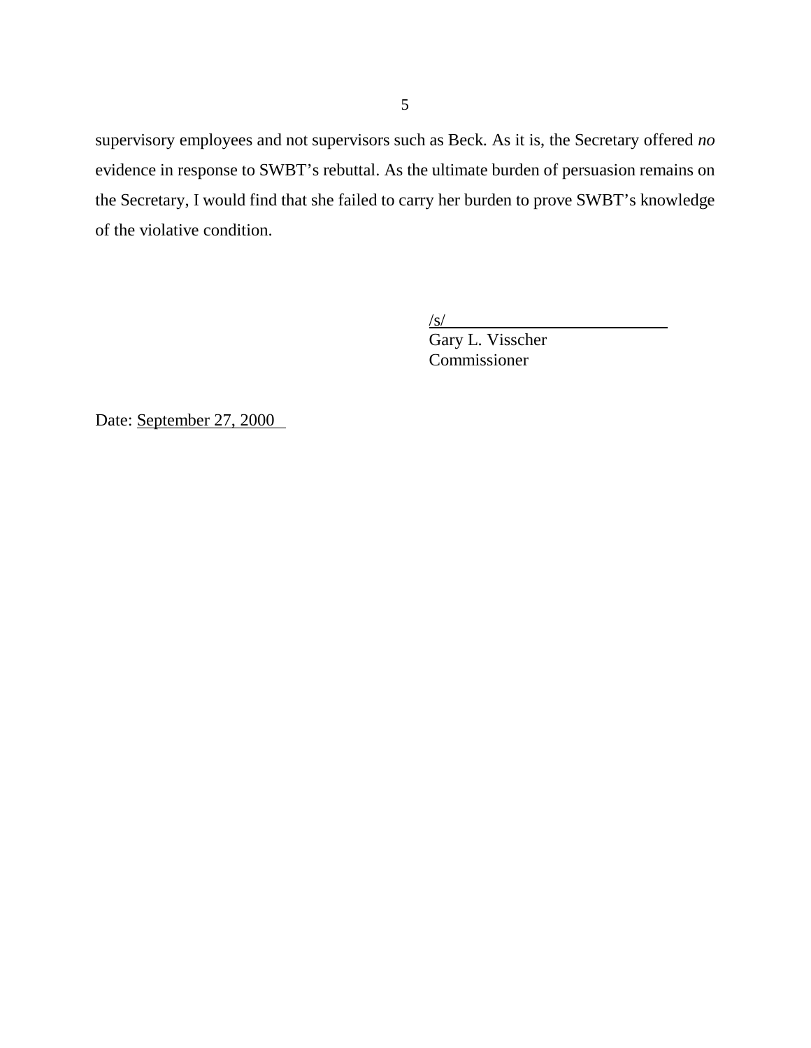supervisory employees and not supervisors such as Beck. As it is, the Secretary offered *no* evidence in response to SWBT's rebuttal. As the ultimate burden of persuasion remains on the Secretary, I would find that she failed to carry her burden to prove SWBT's knowledge of the violative condition.

/s/
Gary L. Visscher
Commissioner

Date: September 27, 2000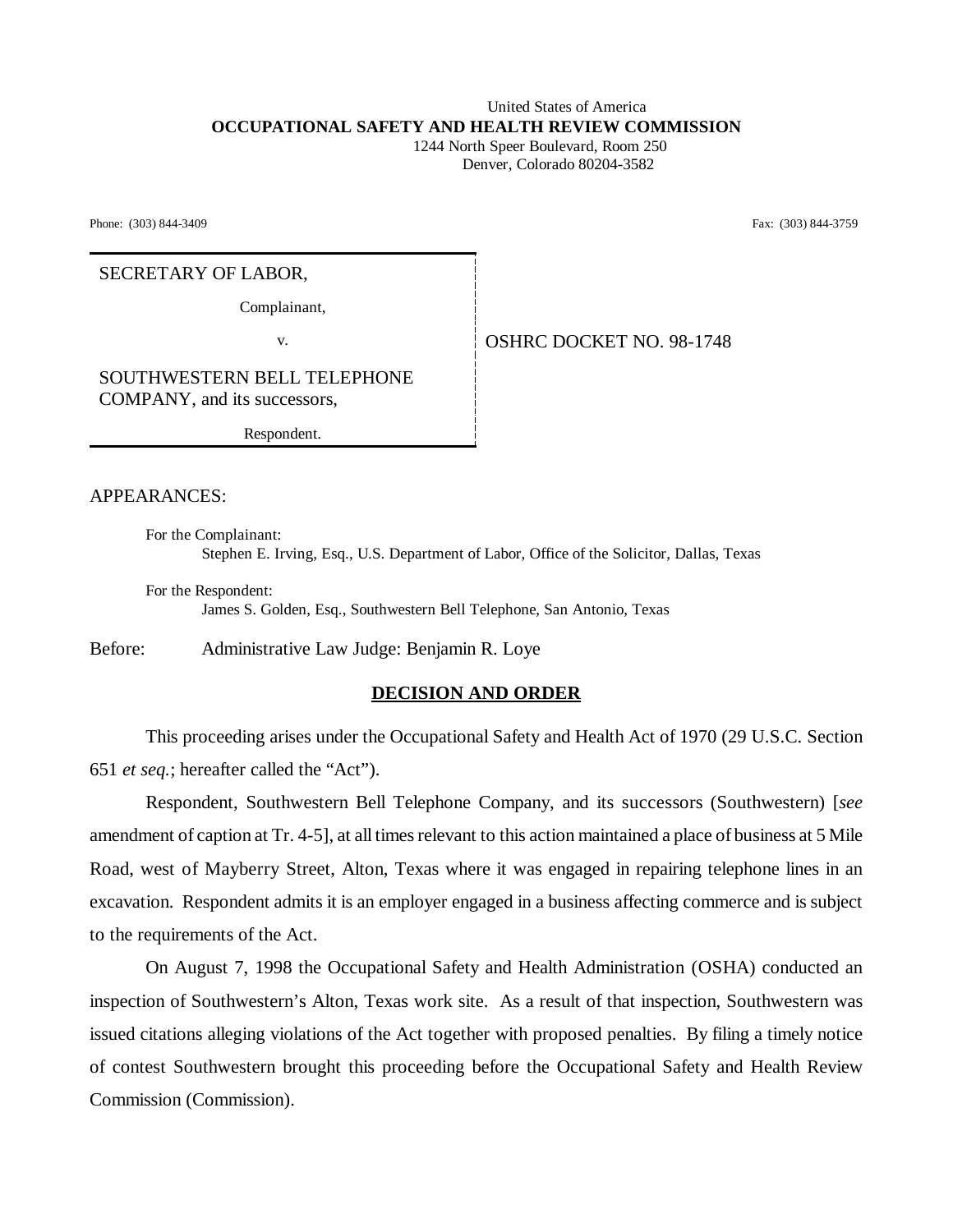United States of America
**OCCUPATIONAL SAFETY AND HEALTH REVIEW COMMISSION**
1244 North Speer Boulevard, Room 250
Denver, Colorado 80204-3582

Phone: (303) 844-3409 Fax: (303) 844-3759

| | |
|---|---|
| SECRETARY OF LABOR,<br><br>Complainant,<br><br>v.<br><br>SOUTHWESTERN BELL TELEPHONE COMPANY, and its successors,<br><br>Respondent. | OSHRC DOCKET NO. 98-1748 |

APPEARANCES:

For the Complainant:
Stephen E. Irving, Esq., U.S. Department of Labor, Office of the Solicitor, Dallas, Texas

For the Respondent:
James S. Golden, Esq., Southwestern Bell Telephone, San Antonio, Texas

Before: Administrative Law Judge: Benjamin R. Loye

## DECISION AND ORDER

This proceeding arises under the Occupational Safety and Health Act of 1970 (29 U.S.C. Section 651 *et seq.*; hereafter called the "Act").

Respondent, Southwestern Bell Telephone Company, and its successors (Southwestern) [*see* amendment of caption at Tr. 4-5], at all times relevant to this action maintained a place of business at 5 Mile Road, west of Mayberry Street, Alton, Texas where it was engaged in repairing telephone lines in an excavation. Respondent admits it is an employer engaged in a business affecting commerce and is subject to the requirements of the Act.

On August 7, 1998 the Occupational Safety and Health Administration (OSHA) conducted an inspection of Southwestern's Alton, Texas work site. As a result of that inspection, Southwestern was issued citations alleging violations of the Act together with proposed penalties. By filing a timely notice of contest Southwestern brought this proceeding before the Occupational Safety and Health Review Commission (Commission).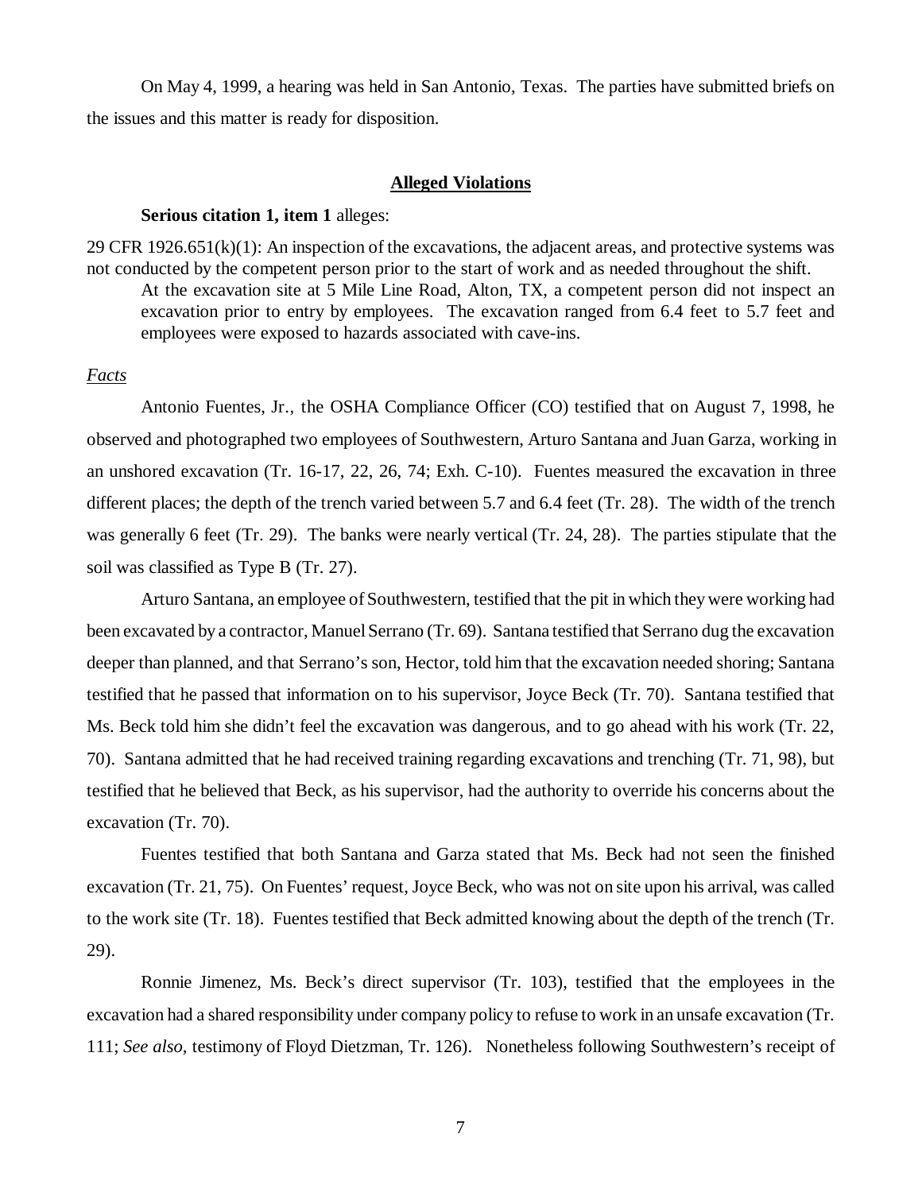On May 4, 1999, a hearing was held in San Antonio, Texas. The parties have submitted briefs on the issues and this matter is ready for disposition.

## Alleged Violations

**Serious citation 1, item 1** alleges:

29 CFR 1926.651(k)(1): An inspection of the excavations, the adjacent areas, and protective systems was not conducted by the competent person prior to the start of work and as needed throughout the shift.

> At the excavation site at 5 Mile Line Road, Alton, TX, a competent person did not inspect an excavation prior to entry by employees. The excavation ranged from 6.4 feet to 5.7 feet and employees were exposed to hazards associated with cave-ins.

*Facts*

Antonio Fuentes, Jr., the OSHA Compliance Officer (CO) testified that on August 7, 1998, he observed and photographed two employees of Southwestern, Arturo Santana and Juan Garza, working in an unshored excavation (Tr. 16-17, 22, 26, 74; Exh. C-10). Fuentes measured the excavation in three different places; the depth of the trench varied between 5.7 and 6.4 feet (Tr. 28). The width of the trench was generally 6 feet (Tr. 29). The banks were nearly vertical (Tr. 24, 28). The parties stipulate that the soil was classified as Type B (Tr. 27).

Arturo Santana, an employee of Southwestern, testified that the pit in which they were working had been excavated by a contractor, Manuel Serrano (Tr. 69). Santana testified that Serrano dug the excavation deeper than planned, and that Serrano's son, Hector, told him that the excavation needed shoring; Santana testified that he passed that information on to his supervisor, Joyce Beck (Tr. 70). Santana testified that Ms. Beck told him she didn't feel the excavation was dangerous, and to go ahead with his work (Tr. 22, 70). Santana admitted that he had received training regarding excavations and trenching (Tr. 71, 98), but testified that he believed that Beck, as his supervisor, had the authority to override his concerns about the excavation (Tr. 70).

Fuentes testified that both Santana and Garza stated that Ms. Beck had not seen the finished excavation (Tr. 21, 75). On Fuentes' request, Joyce Beck, who was not on site upon his arrival, was called to the work site (Tr. 18). Fuentes testified that Beck admitted knowing about the depth of the trench (Tr. 29).

Ronnie Jimenez, Ms. Beck's direct supervisor (Tr. 103), testified that the employees in the excavation had a shared responsibility under company policy to refuse to work in an unsafe excavation (Tr. 111; *See also,* testimony of Floyd Dietzman, Tr. 126). Nonetheless following Southwestern's receipt of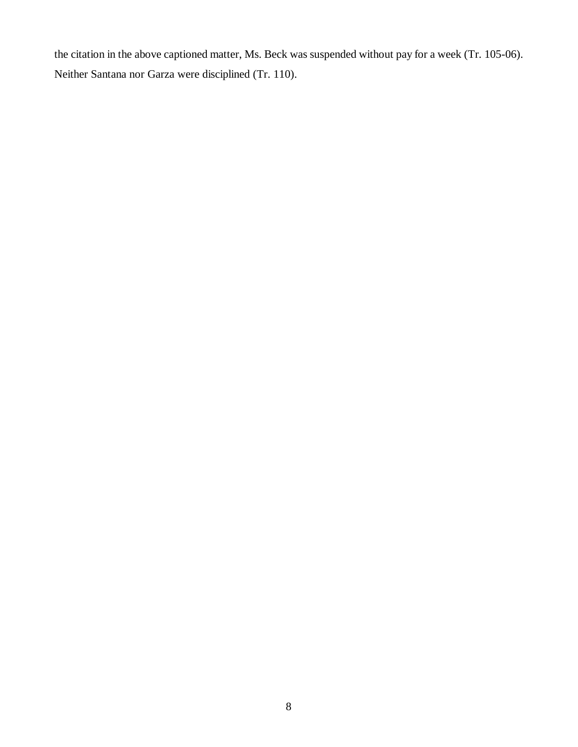the citation in the above captioned matter, Ms. Beck was suspended without pay for a week (Tr. 105-06). Neither Santana nor Garza were disciplined (Tr. 110).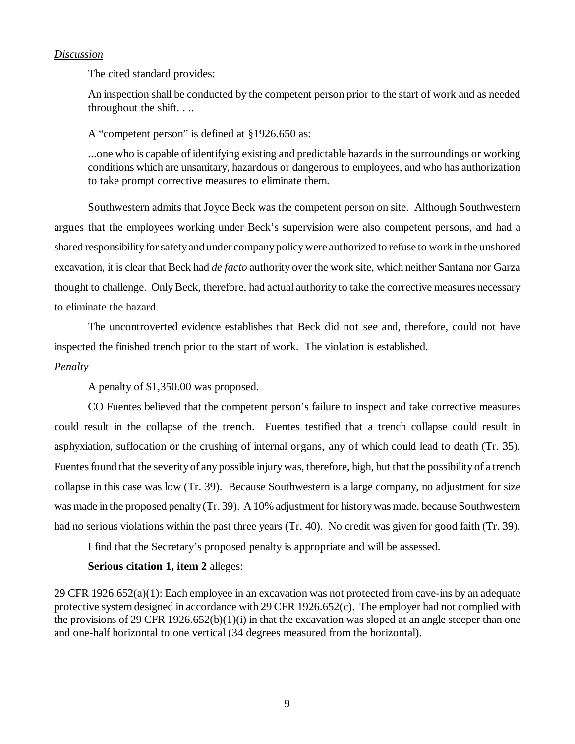*Discussion*

The cited standard provides:

> An inspection shall be conducted by the competent person prior to the start of work and as needed throughout the shift. . ..

A "competent person" is defined at §1926.650 as:

> ...one who is capable of identifying existing and predictable hazards in the surroundings or working conditions which are unsanitary, hazardous or dangerous to employees, and who has authorization to take prompt corrective measures to eliminate them.

Southwestern admits that Joyce Beck was the competent person on site. Although Southwestern argues that the employees working under Beck's supervision were also competent persons, and had a shared responsibility for safety and under company policy were authorized to refuse to work in the unshored excavation, it is clear that Beck had *de facto* authority over the work site, which neither Santana nor Garza thought to challenge. Only Beck, therefore, had actual authority to take the corrective measures necessary to eliminate the hazard.

The uncontroverted evidence establishes that Beck did not see and, therefore, could not have inspected the finished trench prior to the start of work. The violation is established.

*Penalty*

A penalty of $1,350.00 was proposed.

CO Fuentes believed that the competent person's failure to inspect and take corrective measures could result in the collapse of the trench. Fuentes testified that a trench collapse could result in asphyxiation, suffocation or the crushing of internal organs, any of which could lead to death (Tr. 35). Fuentes found that the severity of any possible injury was, therefore, high, but that the possibility of a trench collapse in this case was low (Tr. 39). Because Southwestern is a large company, no adjustment for size was made in the proposed penalty (Tr. 39). A 10% adjustment for history was made, because Southwestern had no serious violations within the past three years (Tr. 40). No credit was given for good faith (Tr. 39).

I find that the Secretary's proposed penalty is appropriate and will be assessed.

**Serious citation 1, item 2** alleges:

29 CFR 1926.652(a)(1): Each employee in an excavation was not protected from cave-ins by an adequate protective system designed in accordance with 29 CFR 1926.652(c). The employer had not complied with the provisions of 29 CFR 1926.652(b)(1)(i) in that the excavation was sloped at an angle steeper than one and one-half horizontal to one vertical (34 degrees measured from the horizontal).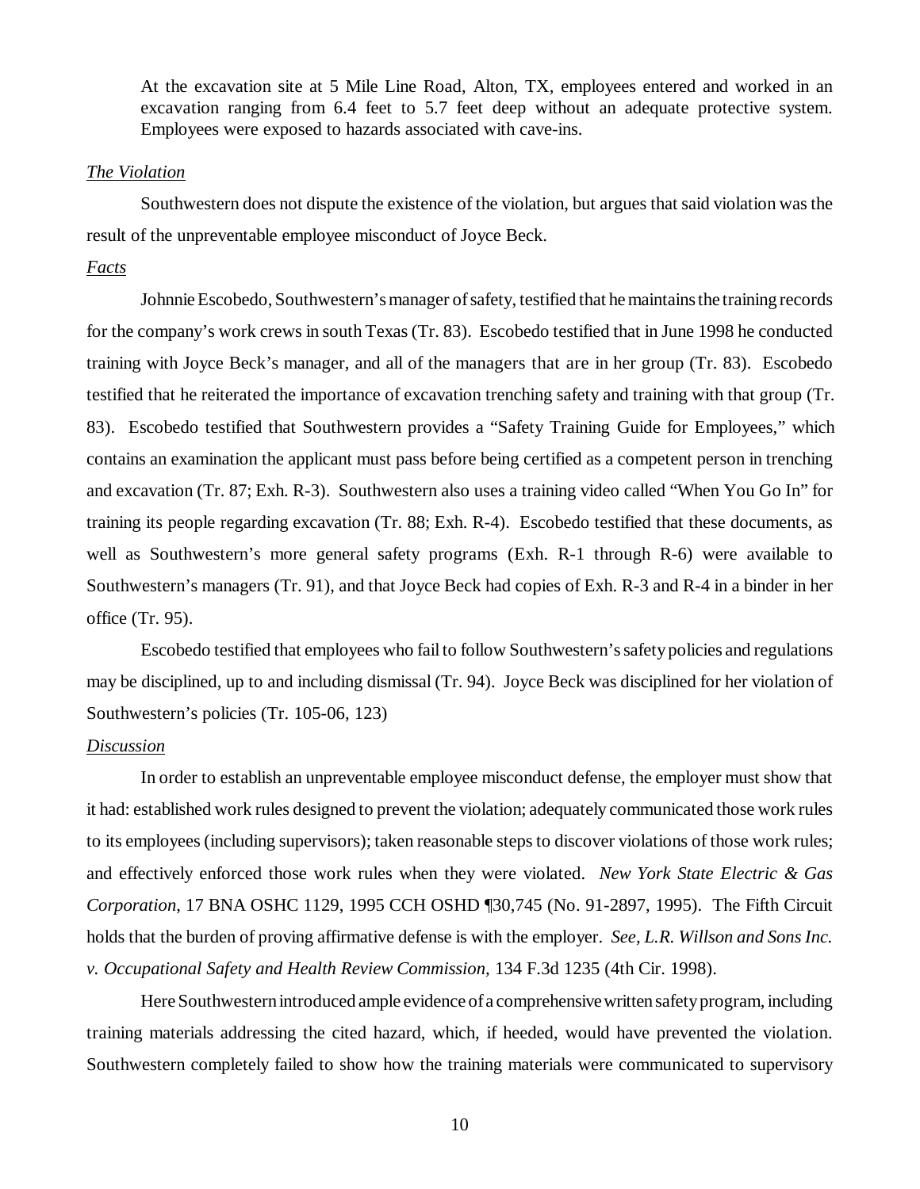At the excavation site at 5 Mile Line Road, Alton, TX, employees entered and worked in an excavation ranging from 6.4 feet to 5.7 feet deep without an adequate protective system. Employees were exposed to hazards associated with cave-ins.

*The Violation*

Southwestern does not dispute the existence of the violation, but argues that said violation was the result of the unpreventable employee misconduct of Joyce Beck.

*Facts*

Johnnie Escobedo, Southwestern's manager of safety, testified that he maintains the training records for the company's work crews in south Texas (Tr. 83). Escobedo testified that in June 1998 he conducted training with Joyce Beck's manager, and all of the managers that are in her group (Tr. 83). Escobedo testified that he reiterated the importance of excavation trenching safety and training with that group (Tr. 83). Escobedo testified that Southwestern provides a "Safety Training Guide for Employees," which contains an examination the applicant must pass before being certified as a competent person in trenching and excavation (Tr. 87; Exh. R-3). Southwestern also uses a training video called "When You Go In" for training its people regarding excavation (Tr. 88; Exh. R-4). Escobedo testified that these documents, as well as Southwestern's more general safety programs (Exh. R-1 through R-6) were available to Southwestern's managers (Tr. 91), and that Joyce Beck had copies of Exh. R-3 and R-4 in a binder in her office (Tr. 95).

Escobedo testified that employees who fail to follow Southwestern's safety policies and regulations may be disciplined, up to and including dismissal (Tr. 94). Joyce Beck was disciplined for her violation of Southwestern's policies (Tr. 105-06, 123)

*Discussion*

In order to establish an unpreventable employee misconduct defense, the employer must show that it had: established work rules designed to prevent the violation; adequately communicated those work rules to its employees (including supervisors); taken reasonable steps to discover violations of those work rules; and effectively enforced those work rules when they were violated. *New York State Electric & Gas Corporation*, 17 BNA OSHC 1129, 1995 CCH OSHD ¶30,745 (No. 91-2897, 1995). The Fifth Circuit holds that the burden of proving affirmative defense is with the employer. *See, L.R. Willson and Sons Inc. v. Occupational Safety and Health Review Commission*, 134 F.3d 1235 (4th Cir. 1998).

Here Southwestern introduced ample evidence of a comprehensive written safety program, including training materials addressing the cited hazard, which, if heeded, would have prevented the violation. Southwestern completely failed to show how the training materials were communicated to supervisory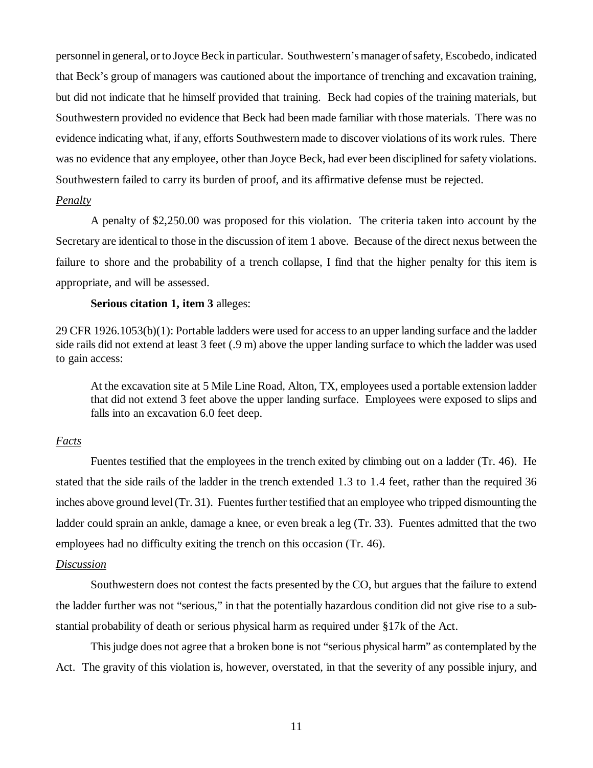personnel in general, or to Joyce Beck in particular. Southwestern's manager of safety, Escobedo, indicated that Beck's group of managers was cautioned about the importance of trenching and excavation training, but did not indicate that he himself provided that training. Beck had copies of the training materials, but Southwestern provided no evidence that Beck had been made familiar with those materials. There was no evidence indicating what, if any, efforts Southwestern made to discover violations of its work rules. There was no evidence that any employee, other than Joyce Beck, had ever been disciplined for safety violations. Southwestern failed to carry its burden of proof, and its affirmative defense must be rejected.

*Penalty*

A penalty of $2,250.00 was proposed for this violation. The criteria taken into account by the Secretary are identical to those in the discussion of item 1 above. Because of the direct nexus between the failure to shore and the probability of a trench collapse, I find that the higher penalty for this item is appropriate, and will be assessed.

**Serious citation 1, item 3** alleges:

29 CFR 1926.1053(b)(1): Portable ladders were used for access to an upper landing surface and the ladder side rails did not extend at least 3 feet (.9 m) above the upper landing surface to which the ladder was used to gain access:

> At the excavation site at 5 Mile Line Road, Alton, TX, employees used a portable extension ladder that did not extend 3 feet above the upper landing surface. Employees were exposed to slips and falls into an excavation 6.0 feet deep.

*Facts*

Fuentes testified that the employees in the trench exited by climbing out on a ladder (Tr. 46). He stated that the side rails of the ladder in the trench extended 1.3 to 1.4 feet, rather than the required 36 inches above ground level (Tr. 31). Fuentes further testified that an employee who tripped dismounting the ladder could sprain an ankle, damage a knee, or even break a leg (Tr. 33). Fuentes admitted that the two employees had no difficulty exiting the trench on this occasion (Tr. 46).

*Discussion*

Southwestern does not contest the facts presented by the CO, but argues that the failure to extend the ladder further was not "serious," in that the potentially hazardous condition did not give rise to a substantial probability of death or serious physical harm as required under §17k of the Act.

This judge does not agree that a broken bone is not "serious physical harm" as contemplated by the Act. The gravity of this violation is, however, overstated, in that the severity of any possible injury, and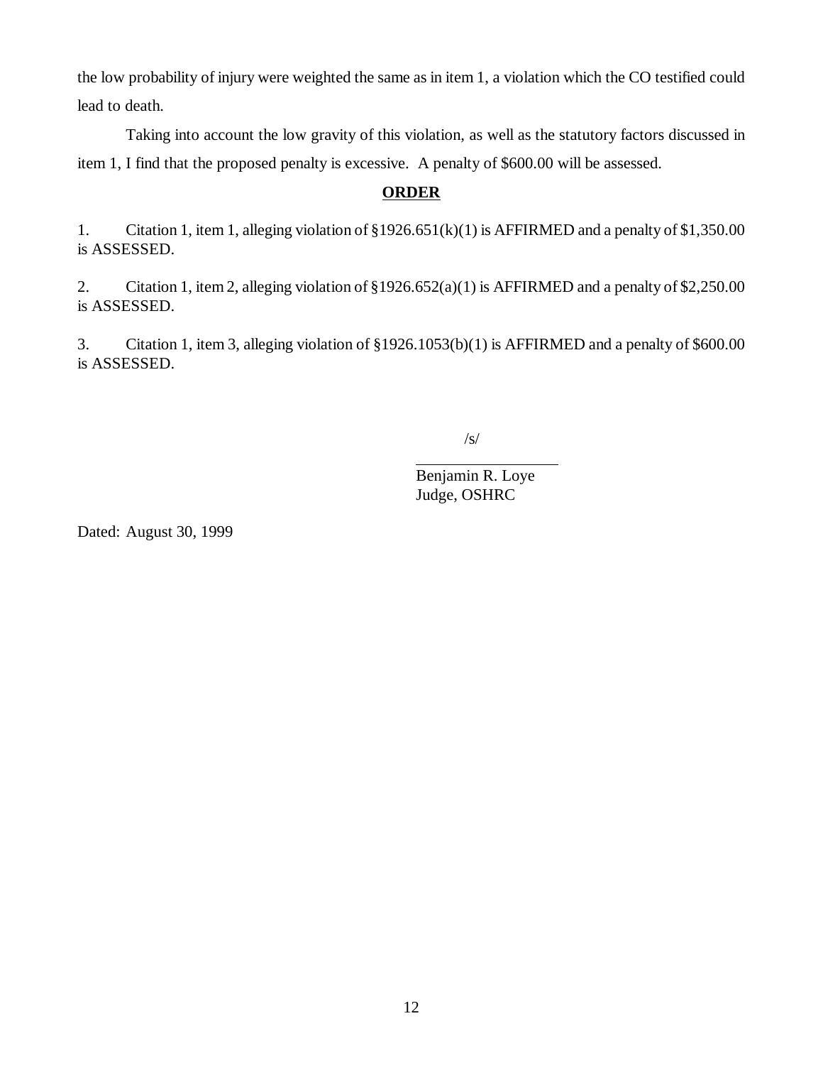the low probability of injury were weighted the same as in item 1, a violation which the CO testified could lead to death.

Taking into account the low gravity of this violation, as well as the statutory factors discussed in item 1, I find that the proposed penalty is excessive. A penalty of $600.00 will be assessed.

## **ORDER**

1. Citation 1, item 1, alleging violation of §1926.651(k)(1) is AFFIRMED and a penalty of $1,350.00 is ASSESSED.

2. Citation 1, item 2, alleging violation of §1926.652(a)(1) is AFFIRMED and a penalty of $2,250.00 is ASSESSED.

3. Citation 1, item 3, alleging violation of §1926.1053(b)(1) is AFFIRMED and a penalty of $600.00 is ASSESSED.

/s/

Benjamin R. Loye
Judge, OSHRC

Dated: August 30, 1999